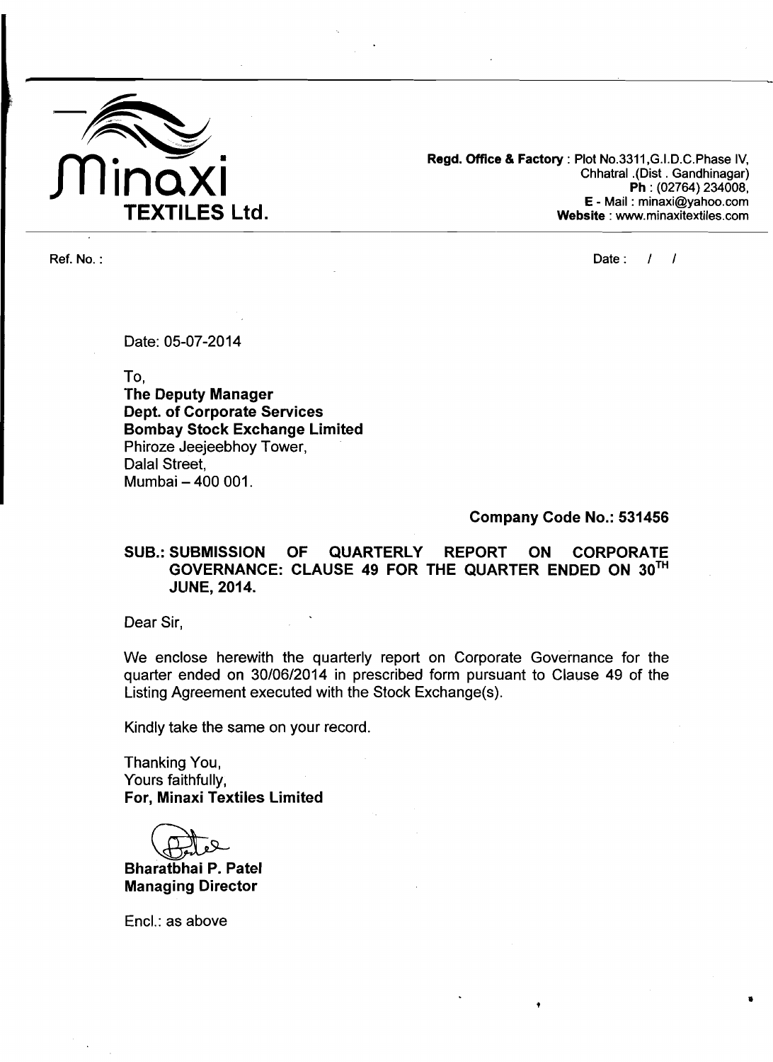**Minaxi TEXTILES Ltd.**

**Regd. Office & Factory** : Plot No.3311,G.I.D.C.Phase IV,
Chhatral .(Dist . Gandhinagar)
**Ph** : (02764) 234008,
**E** - Mail : minaxi@yahoo.com
**Website** : www.minaxitextiles.com

Ref. No. :

Date : / /

Date: 05-07-2014

To,
**The Deputy Manager**
**Dept. of Corporate Services**
**Bombay Stock Exchange Limited**
Phiroze Jeejeebhoy Tower,
Dalal Street,
Mumbai – 400 001.

**Company Code No.: 531456**

**SUB.: SUBMISSION OF QUARTERLY REPORT ON CORPORATE GOVERNANCE: CLAUSE 49 FOR THE QUARTER ENDED ON 30TH JUNE, 2014.**

Dear Sir,

We enclose herewith the quarterly report on Corporate Governance for the quarter ended on 30/06/2014 in prescribed form pursuant to Clause 49 of the Listing Agreement executed with the Stock Exchange(s).

Kindly take the same on your record.

Thanking You,
Yours faithfully,
**For, Minaxi Textiles Limited**

**Bharatbhai P. Patel**
**Managing Director**

Encl.: as above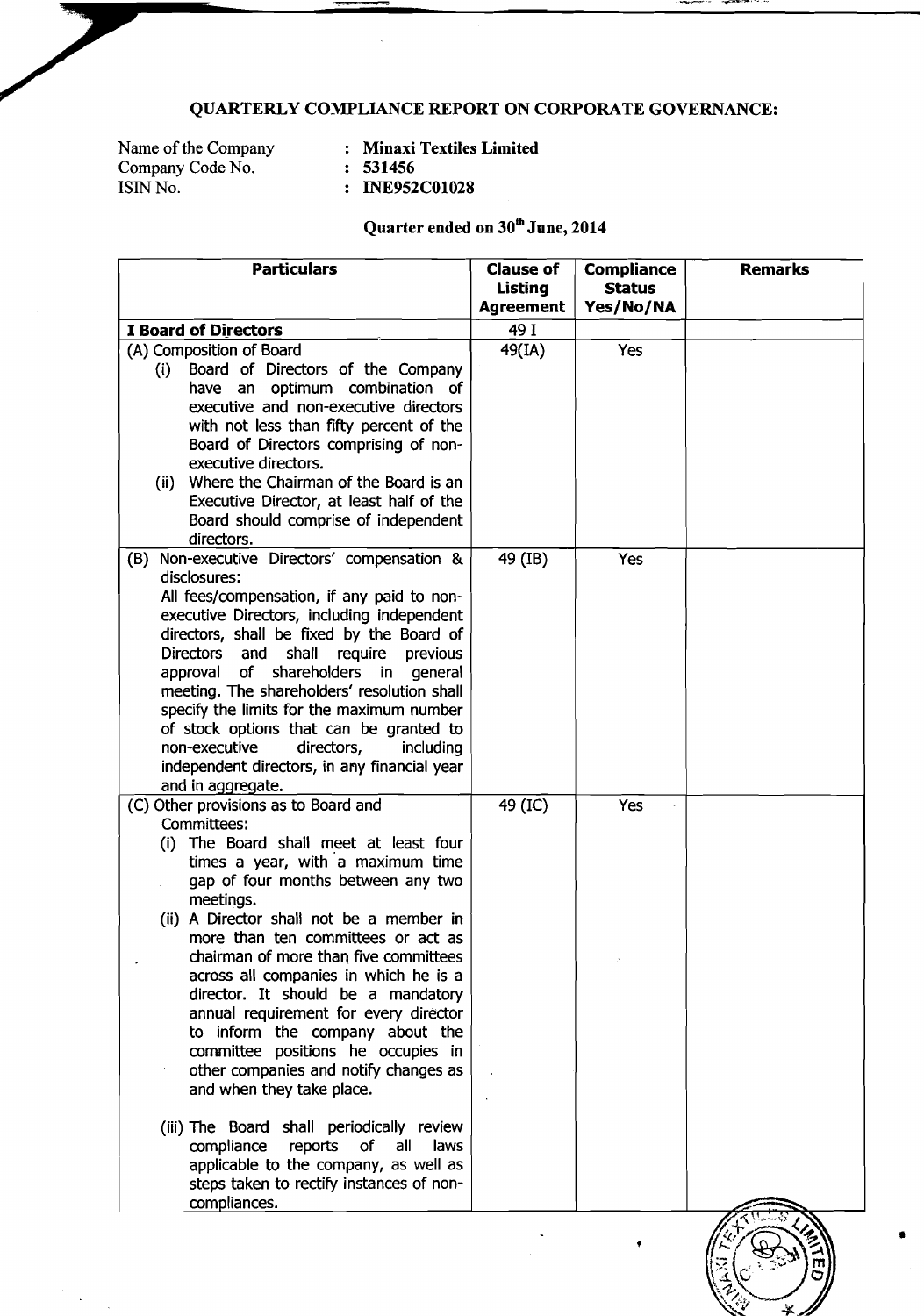# QUARTERLY COMPLIANCE REPORT ON CORPORATE GOVERNANCE:

Name of the Company : **Minaxi Textiles Limited**
Company Code No. : **531456**
ISIN No. : **INE952C01028**

## Quarter ended on 30th June, 2014

| Particulars | Clause of Listing Agreement | Compliance Status Yes/No/NA | Remarks |
|---|---|---|---|
| **I Board of Directors** | 49 I | | |
| (A) Composition of Board<br>(i) Board of Directors of the Company have an optimum combination of executive and non-executive directors with not less than fifty percent of the Board of Directors comprising of non-executive directors.<br>(ii) Where the Chairman of the Board is an Executive Director, at least half of the Board should comprise of independent directors. | 49(IA) | Yes | |
| (B) Non-executive Directors' compensation & disclosures:<br>All fees/compensation, if any paid to non-executive Directors, including independent directors, shall be fixed by the Board of Directors and shall require previous approval of shareholders in general meeting. The shareholders' resolution shall specify the limits for the maximum number of stock options that can be granted to non-executive directors, including independent directors, in any financial year and in aggregate. | 49 (IB) | Yes | |
| (C) Other provisions as to Board and Committees:<br>(i) The Board shall meet at least four times a year, with a maximum time gap of four months between any two meetings.<br>(ii) A Director shall not be a member in more than ten committees or act as chairman of more than five committees across all companies in which he is a director. It should be a mandatory annual requirement for every director to inform the company about the committee positions he occupies in other companies and notify changes as and when they take place.<br>(iii) The Board shall periodically review compliance reports of all laws applicable to the company, as well as steps taken to rectify instances of non-compliances. | 49 (IC) | Yes | |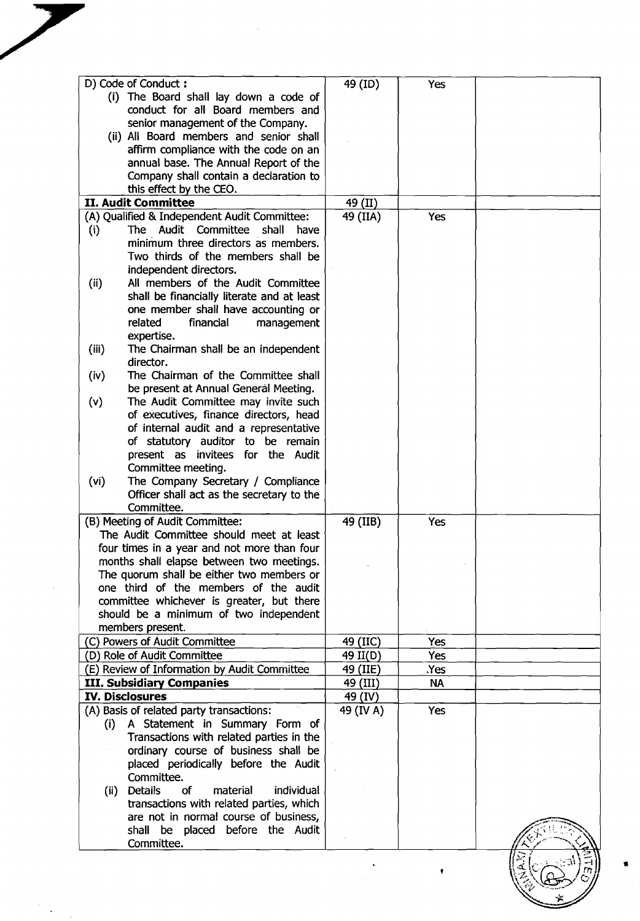| | | | |
|---|---|---|---|
| D) Code of Conduct :<br>(i) The Board shall lay down a code of conduct for all Board members and senior management of the Company.<br>(ii) All Board members and senior shall affirm compliance with the code on an annual base. The Annual Report of the Company shall contain a declaration to this effect by the CEO. | 49 (ID) | Yes | |
| **II. Audit Committee** | 49 (II) | | |
| (A) Qualified & Independent Audit Committee:<br>(i) The Audit Committee shall have minimum three directors as members. Two thirds of the members shall be independent directors.<br>(ii) All members of the Audit Committee shall be financially literate and at least one member shall have accounting or related financial management expertise.<br>(iii) The Chairman shall be an independent director.<br>(iv) The Chairman of the Committee shall be present at Annual General Meeting.<br>(v) The Audit Committee may invite such of executives, finance directors, head of internal audit and a representative of statutory auditor to be remain present as invitees for the Audit Committee meeting.<br>(vi) The Company Secretary / Compliance Officer shall act as the secretary to the Committee. | 49 (IIA) | Yes | |
| (B) Meeting of Audit Committee:<br>The Audit Committee should meet at least four times in a year and not more than four months shall elapse between two meetings. The quorum shall be either two members or one third of the members of the audit committee whichever is greater, but there should be a minimum of two independent members present. | 49 (IIB) | Yes | |
| (C) Powers of Audit Committee | 49 (IIC) | Yes | |
| (D) Role of Audit Committee | 49 II(D) | Yes | |
| (E) Review of Information by Audit Committee | 49 (IIE) | Yes | |
| **III. Subsidiary Companies** | 49 (III) | NA | |
| **IV. Disclosures** | 49 (IV) | | |
| (A) Basis of related party transactions:<br>(i) A Statement in Summary Form of Transactions with related parties in the ordinary course of business shall be placed periodically before the Audit Committee.<br>(ii) Details of material individual transactions with related parties, which are not in normal course of business, shall be placed before the Audit Committee. | 49 (IV A) | Yes | |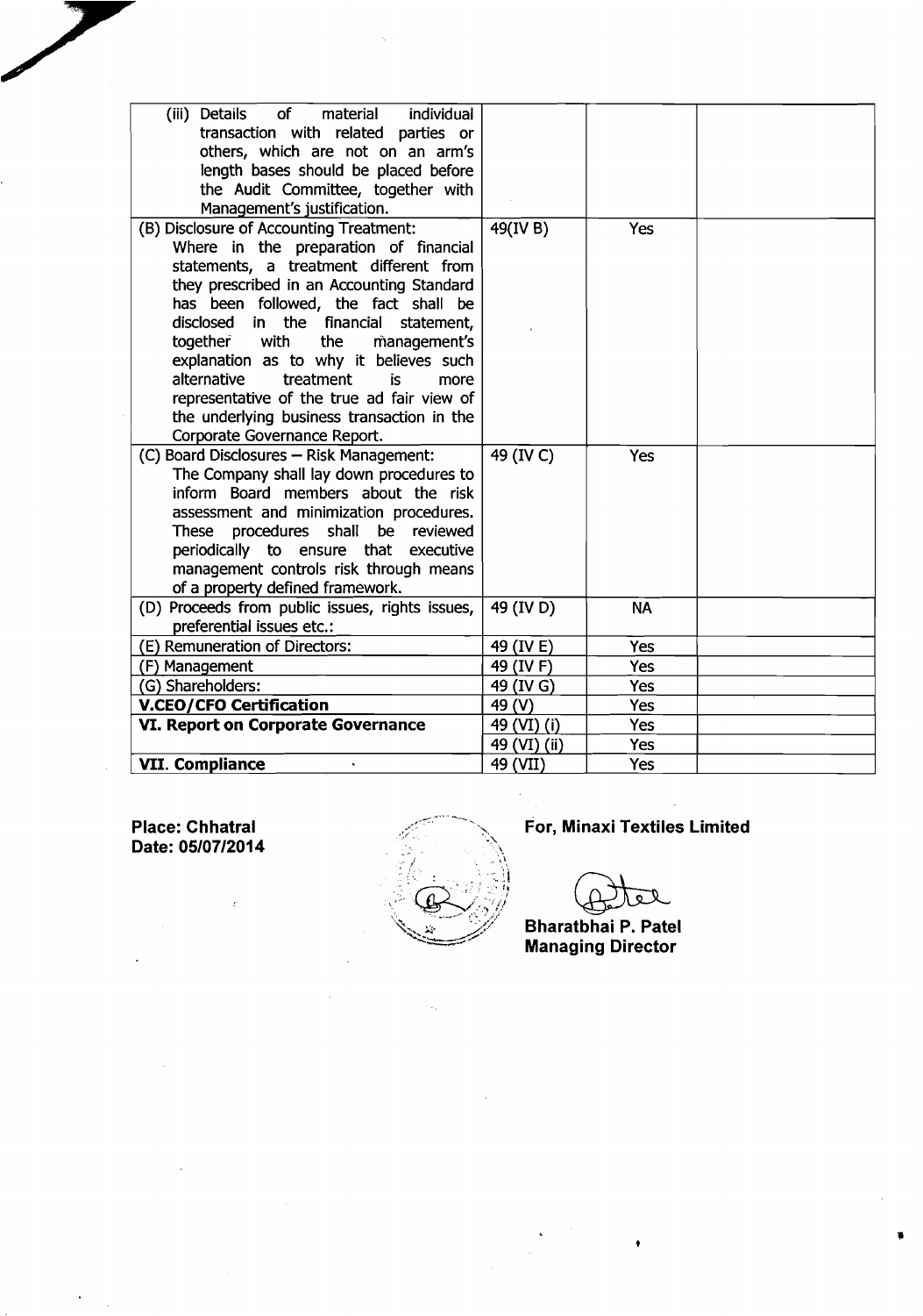| | | | |
|---|---|---|---|
| (iii) Details of material individual transaction with related parties or others, which are not on an arm's length bases should be placed before the Audit Committee, together with Management's justification. | | | |
| (B) Disclosure of Accounting Treatment: Where in the preparation of financial statements, a treatment different from they prescribed in an Accounting Standard has been followed, the fact shall be disclosed in the financial statement, together with the management's explanation as to why it believes such alternative treatment is more representative of the true ad fair view of the underlying business transaction in the Corporate Governance Report. | 49(IV B) | Yes | |
| (C) Board Disclosures – Risk Management: The Company shall lay down procedures to inform Board members about the risk assessment and minimization procedures. These procedures shall be reviewed periodically to ensure that executive management controls risk through means of a property defined framework. | 49 (IV C) | Yes | |
| (D) Proceeds from public issues, rights issues, preferential issues etc.: | 49 (IV D) | NA | |
| (E) Remuneration of Directors: | 49 (IV E) | Yes | |
| (F) Management | 49 (IV F) | Yes | |
| (G) Shareholders: | 49 (IV G) | Yes | |
| **V.CEO/CFO Certification** | 49 (V) | Yes | |
| **VI. Report on Corporate Governance** | 49 (VI) (i) | Yes | |
| | 49 (VI) (ii) | Yes | |
| **VII. Compliance** | 49 (VII) | Yes | |

**Place: Chhatral**
**Date: 05/07/2014**

**For, Minaxi Textiles Limited**

**Bharatbhai P. Patel**
**Managing Director**